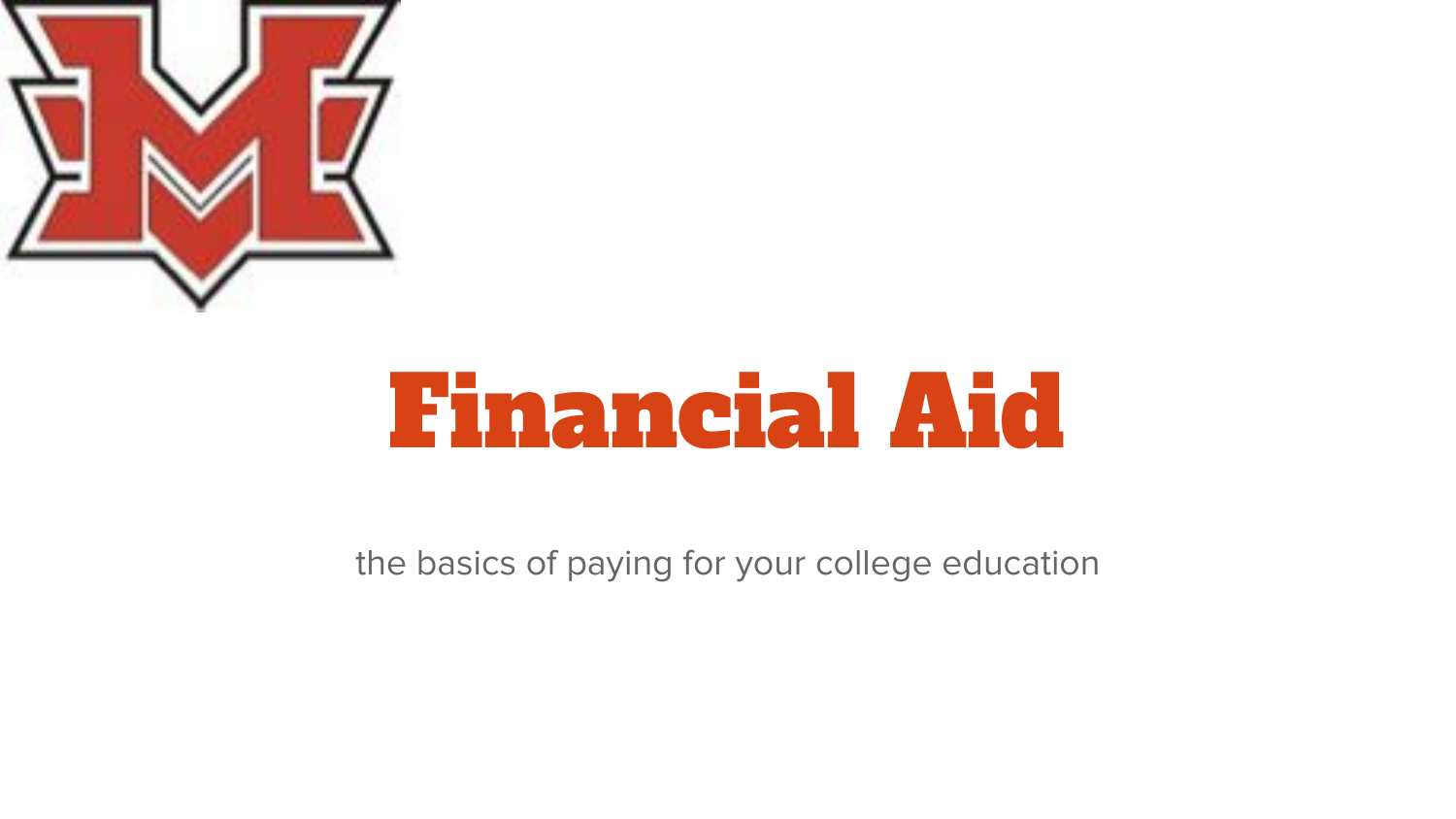# Financial Aid

the basics of paying for your college education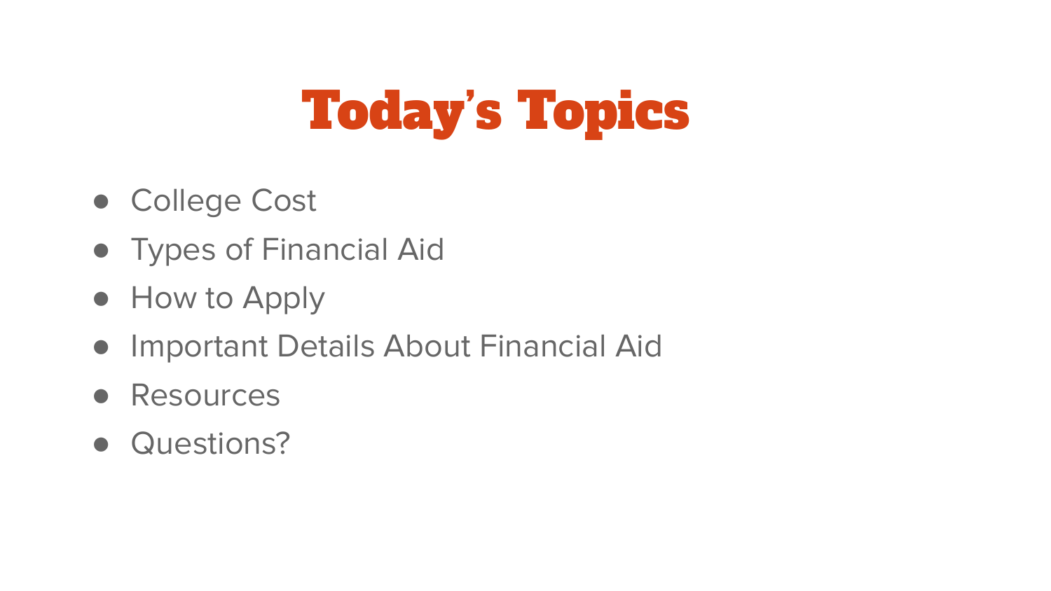# Today's Topics

- College Cost
- Types of Financial Aid
- How to Apply
- Important Details About Financial Aid
- Resources
- Questions?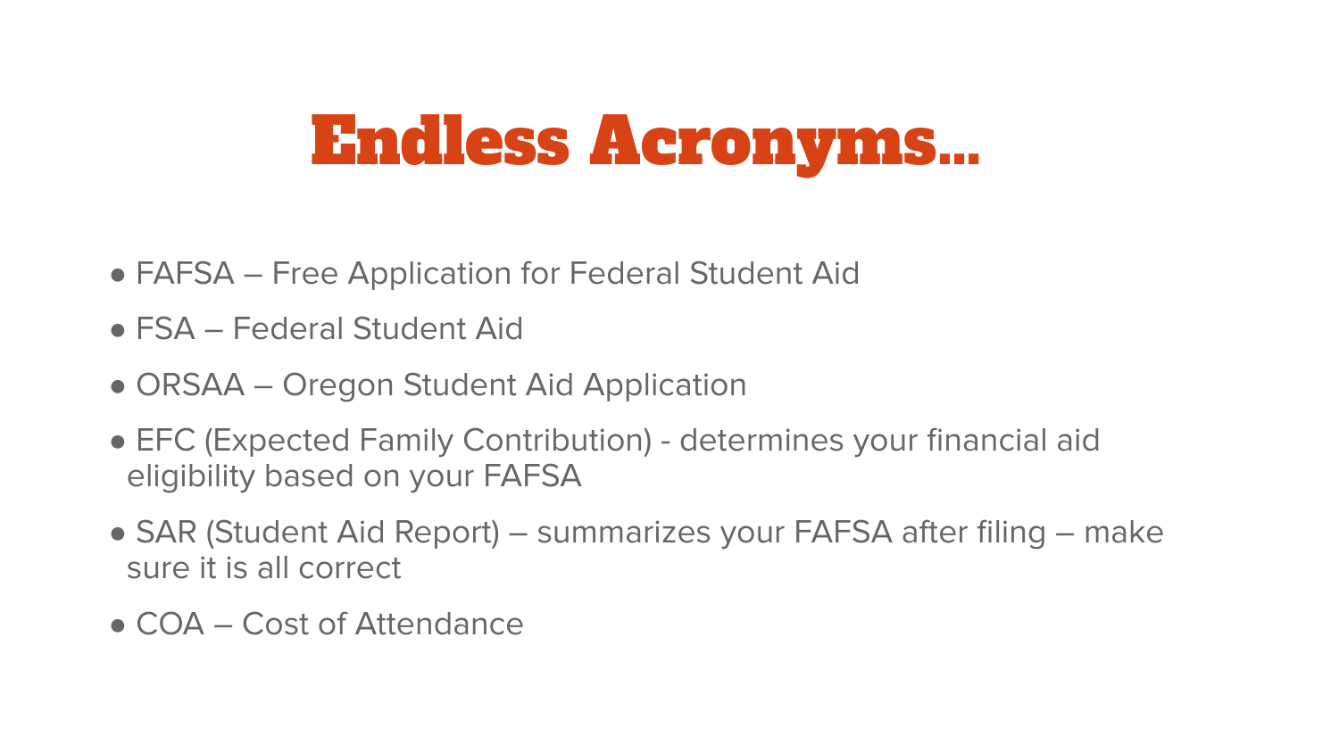# Endless Acronyms…

- FAFSA – Free Application for Federal Student Aid
- FSA – Federal Student Aid
- ORSAA – Oregon Student Aid Application
- EFC (Expected Family Contribution) - determines your financial aid eligibility based on your FAFSA
- SAR (Student Aid Report) – summarizes your FAFSA after filing – make sure it is all correct
- COA – Cost of Attendance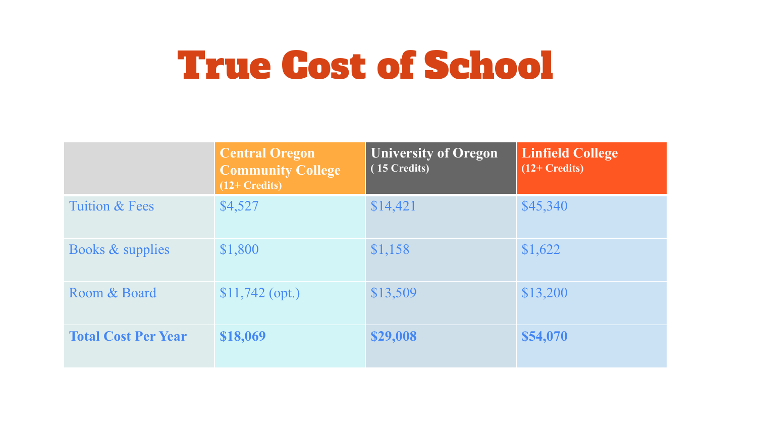# True Cost of School

| | Central Oregon Community College (12+ Credits) | University of Oregon ( 15 Credits) | Linfield College (12+ Credits) |
|---|---|---|---|
| Tuition & Fees | $4,527 | $14,421 | $45,340 |
| Books & supplies | $1,800 | $1,158 | $1,622 |
| Room & Board | $11,742 (opt.) | $13,509 | $13,200 |
| **Total Cost Per Year** | **$18,069** | **$29,008** | **$54,070** |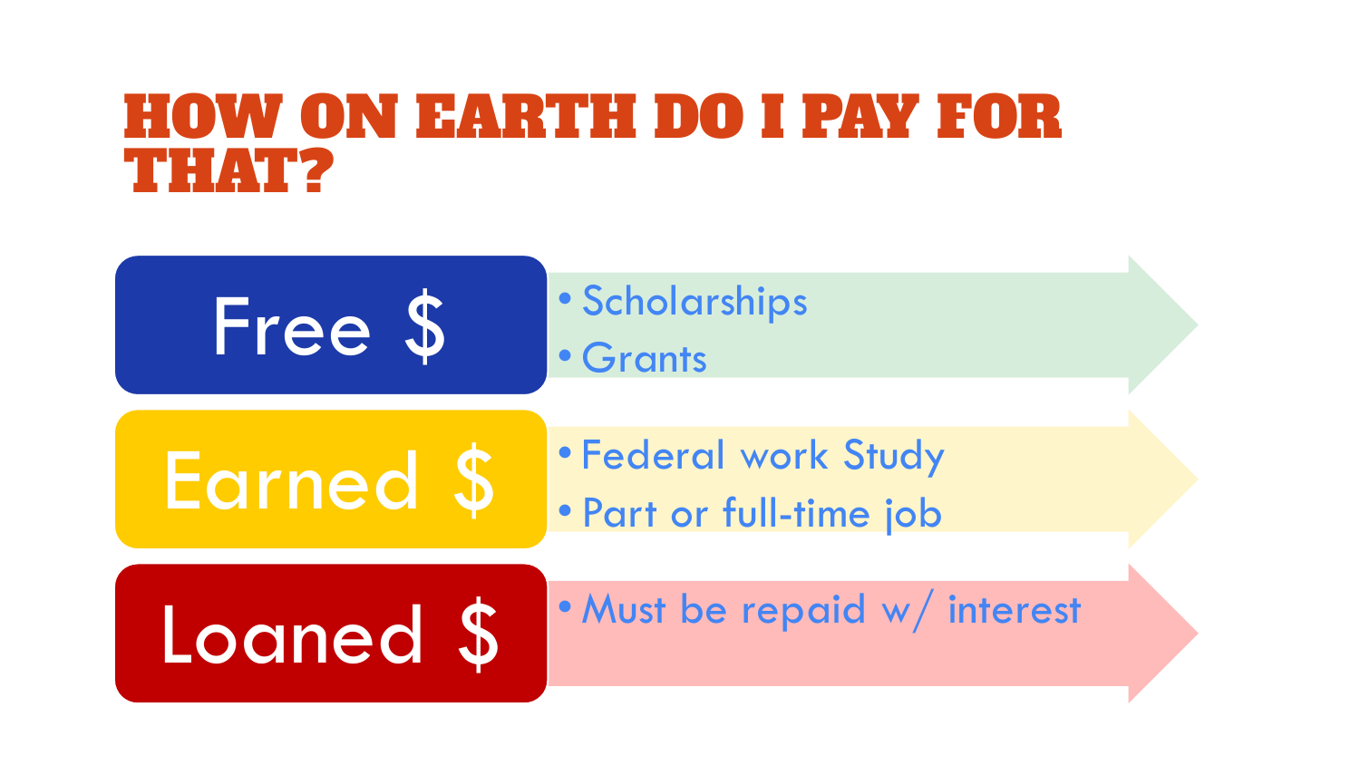# HOW ON EARTH DO I PAY FOR THAT?

**Free $**
- Scholarships
- Grants

**Earned $**
- Federal work Study
- Part or full-time job

**Loaned $**
- Must be repaid w/ interest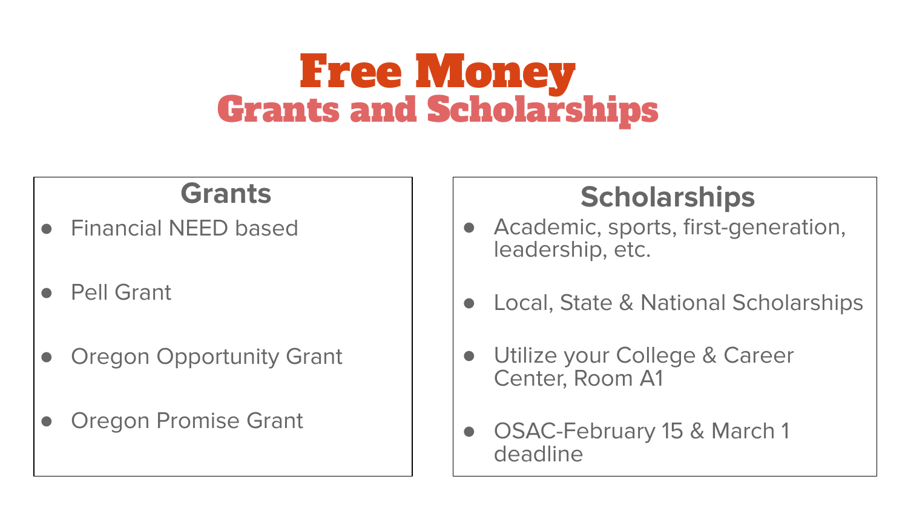# Free Money

## Grants and Scholarships

### Grants

- Financial NEED based
- Pell Grant
- Oregon Opportunity Grant
- Oregon Promise Grant

### Scholarships

- Academic, sports, first-generation, leadership, etc.
- Local, State & National Scholarships
- Utilize your College & Career Center, Room A1
- OSAC-February 15 & March 1 deadline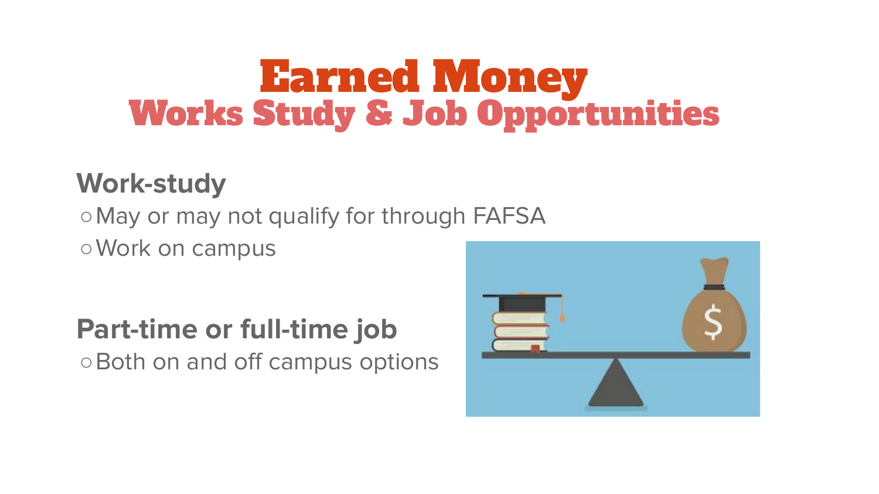# Earned Money

## Works Study & Job Opportunities

**Work-study**

- May or may not qualify for through FAFSA
- Work on campus

**Part-time or full-time job**

- Both on and off campus options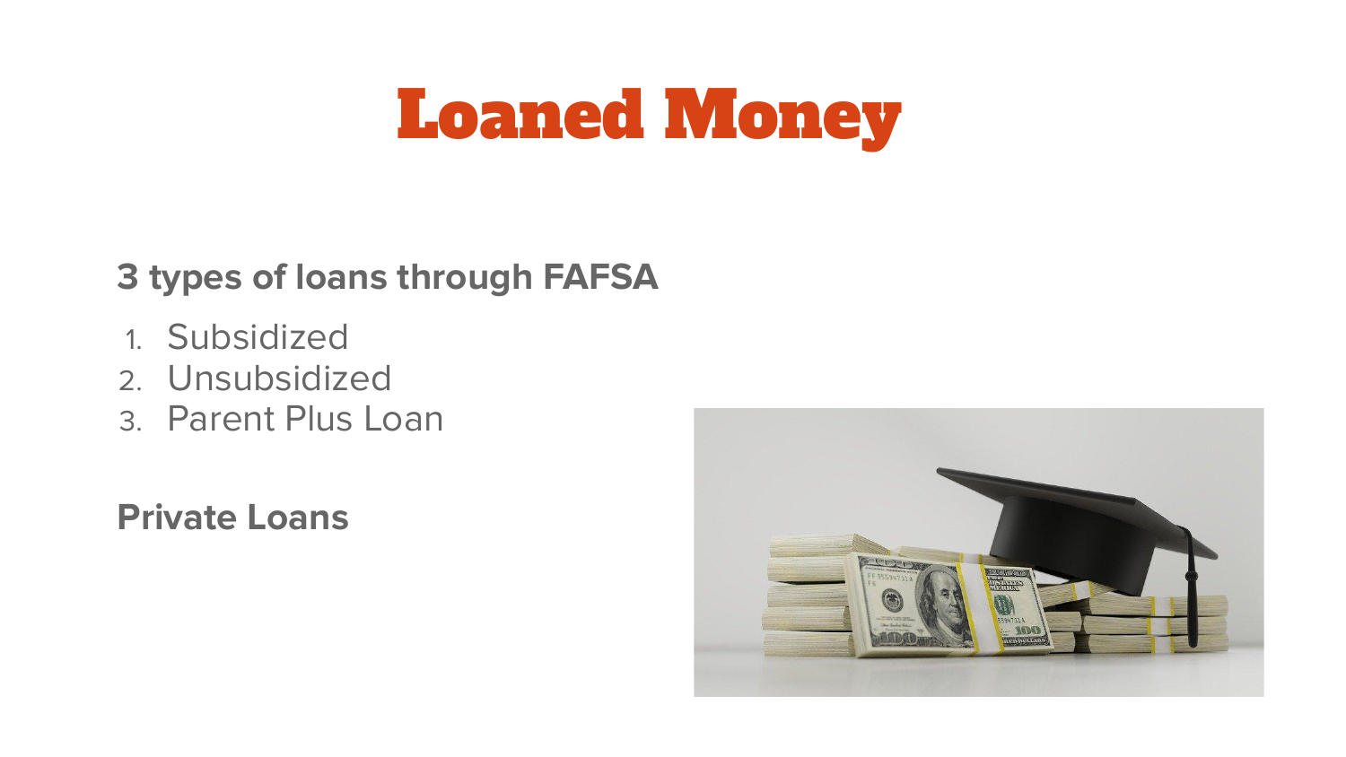# Loaned Money

**3 types of loans through FAFSA**

1. Subsidized
2. Unsubsidized
3. Parent Plus Loan

**Private Loans**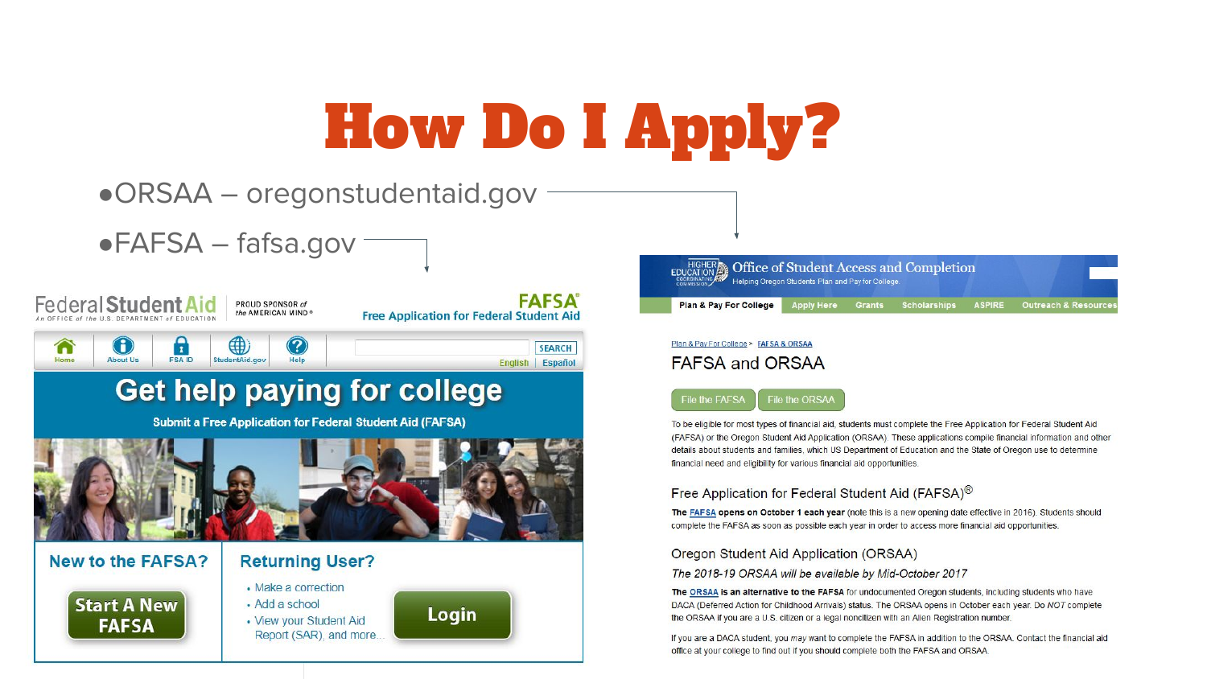# How Do I Apply?

- ORSAA – oregonstudentaid.gov
- FAFSA – fafsa.gov

Federal Student Aid — An OFFICE of the U.S. DEPARTMENT of EDUCATION | PROUD SPONSOR of the AMERICAN MIND®

FAFSA® Free Application for Federal Student Aid

Home | About Us | FSA ID | StudentAid.gov | Help | SEARCH | English | Español

## Get help paying for college

Submit a Free Application for Federal Student Aid (FAFSA)

### New to the FAFSA?

Start A New FAFSA

### Returning User?

- Make a correction
- Add a school
- View your Student Aid Report (SAR), and more...

Login

---

HIGHER EDUCATION COORDINATING COMMISSION — Office of Student Access and Completion — Helping Oregon Students Plan and Pay for College

Plan & Pay For College | Apply Here | Grants | Scholarships | ASPIRE | Outreach & Resources

Plan & Pay For College > FAFSA & ORSAA

## FAFSA and ORSAA

File the FAFSA | File the ORSAA

To be eligible for most types of financial aid, students must complete the Free Application for Federal Student Aid (FAFSA) or the Oregon Student Aid Application (ORSAA). These applications compile financial information and other details about students and families, which US Department of Education and the State of Oregon use to determine financial need and eligibility for various financial aid opportunities.

### Free Application for Federal Student Aid (FAFSA)®

**The FAFSA opens on October 1 each year** (note this is a new opening date effective in 2016). Students should complete the FAFSA as soon as possible each year in order to access more financial aid opportunities.

### Oregon Student Aid Application (ORSAA)

*The 2018-19 ORSAA will be available by Mid-October 2017*

**The ORSAA is an alternative to the FAFSA** for undocumented Oregon students, including students who have DACA (Deferred Action for Childhood Arrivals) status. The ORSAA opens in October each year. Do *NOT* complete the ORSAA if you are a U.S. citizen or a legal noncitizen with an Alien Registration number.

If you are a DACA student, you *may* want to complete the FAFSA in addition to the ORSAA. Contact the financial aid office at your college to find out if you should complete both the FAFSA and ORSAA.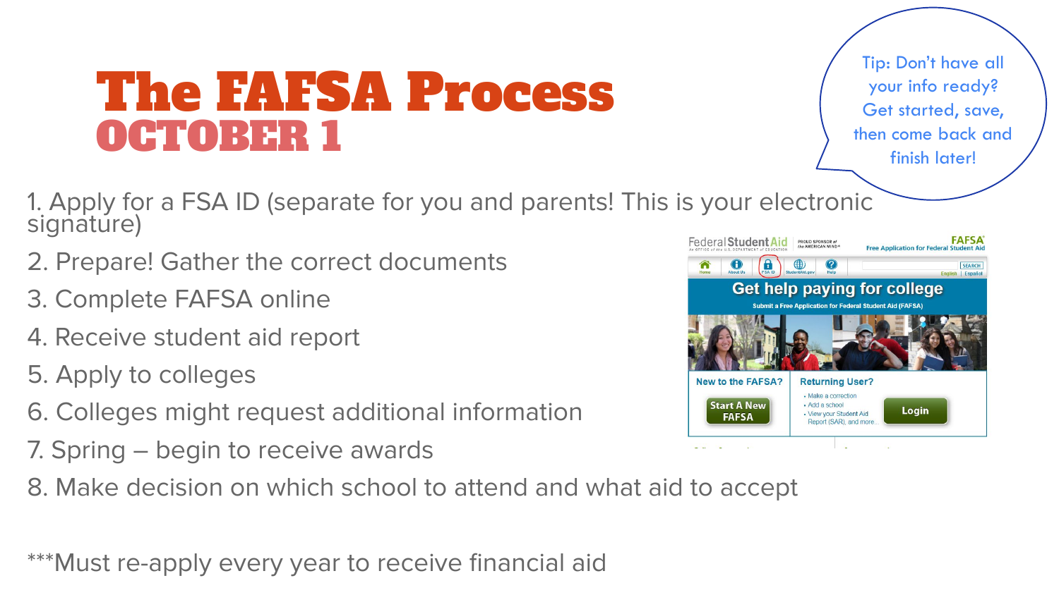# The FAFSA Process

## OCTOBER 1

Tip: Don't have all your info ready? Get started, save, then come back and finish later!

1. Apply for a FSA ID (separate for you and parents! This is your electronic signature)
2. Prepare! Gather the correct documents
3. Complete FAFSA online
4. Receive student aid report
5. Apply to colleges
6. Colleges might request additional information
7. Spring – begin to receive awards
8. Make decision on which school to attend and what aid to accept

***Must re-apply every year to receive financial aid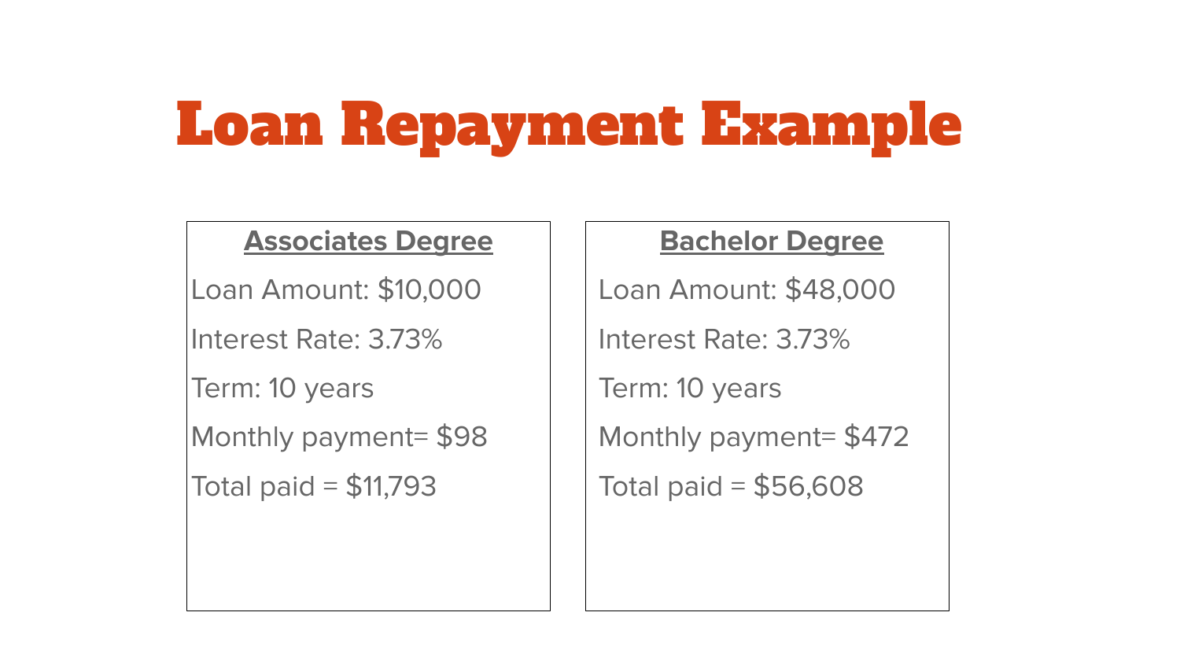# Loan Repayment Example

**Associates Degree**

Loan Amount: $10,000

Interest Rate: 3.73%

Term: 10 years

Monthly payment= $98

Total paid = $11,793

**Bachelor Degree**

Loan Amount: $48,000

Interest Rate: 3.73%

Term: 10 years

Monthly payment= $472

Total paid = $56,608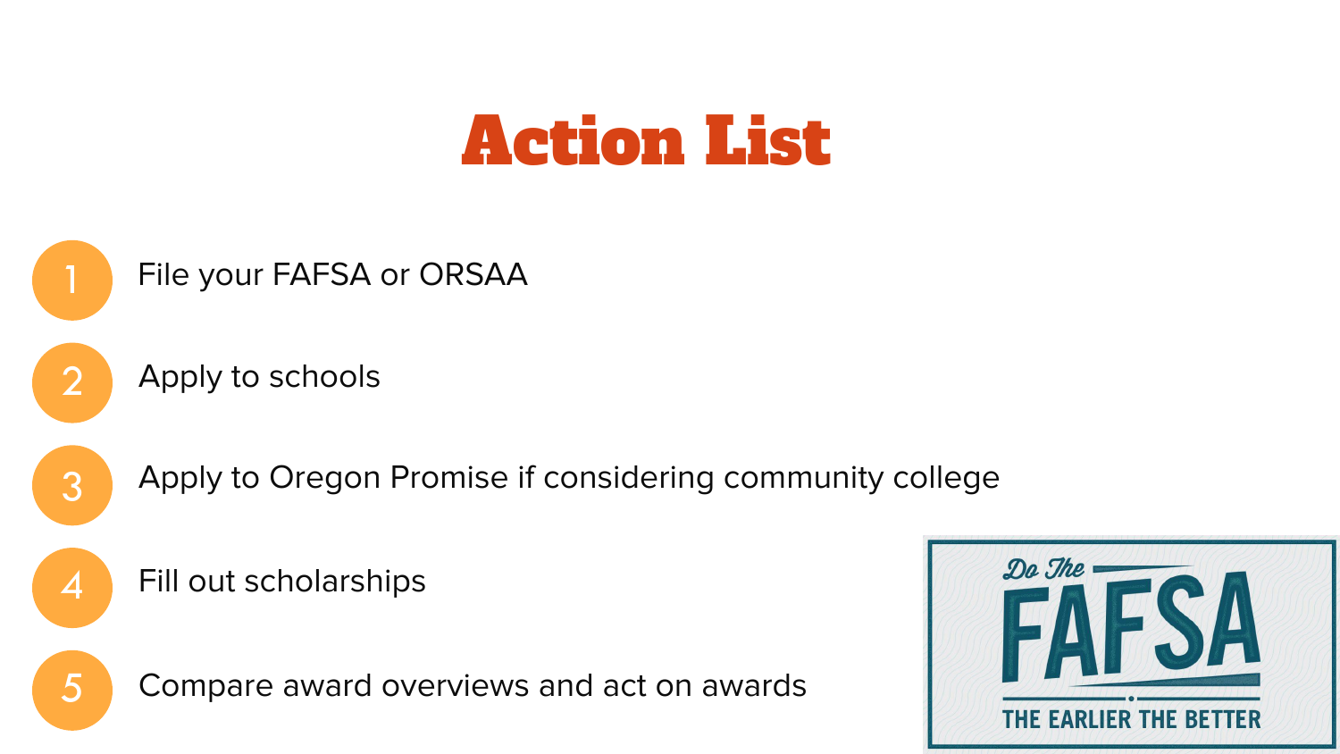# Action List

1. File your FAFSA or ORSAA
2. Apply to schools
3. Apply to Oregon Promise if considering community college
4. Fill out scholarships
5. Compare award overviews and act on awards

Do The FAFSA

THE EARLIER THE BETTER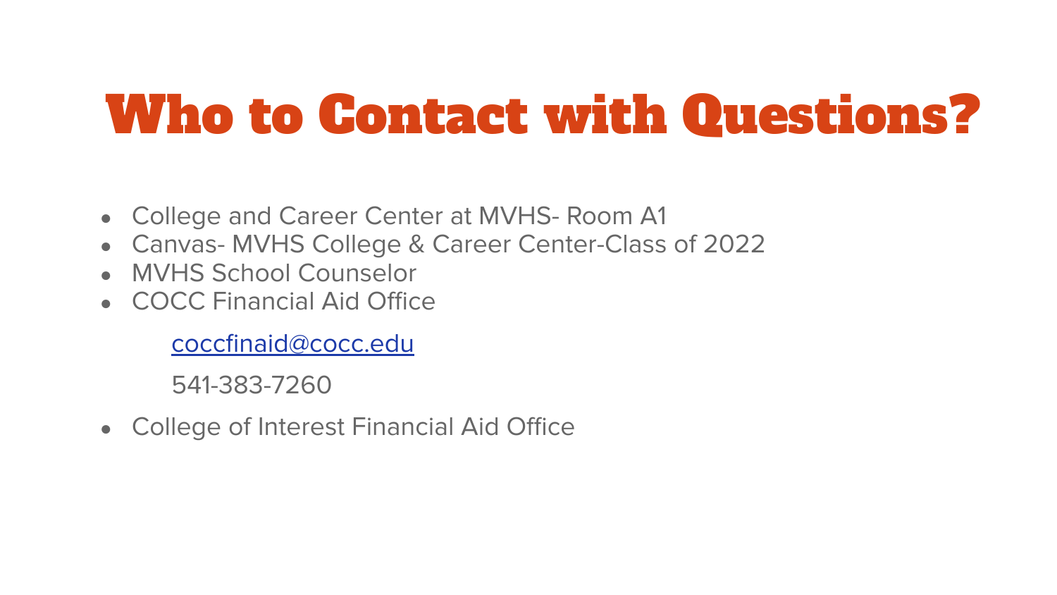# Who to Contact with Questions?

- College and Career Center at MVHS- Room A1
- Canvas- MVHS College & Career Center-Class of 2022
- MVHS School Counselor
- COCC Financial Aid Office

  coccfinaid@cocc.edu

  541-383-7260

- College of Interest Financial Aid Office